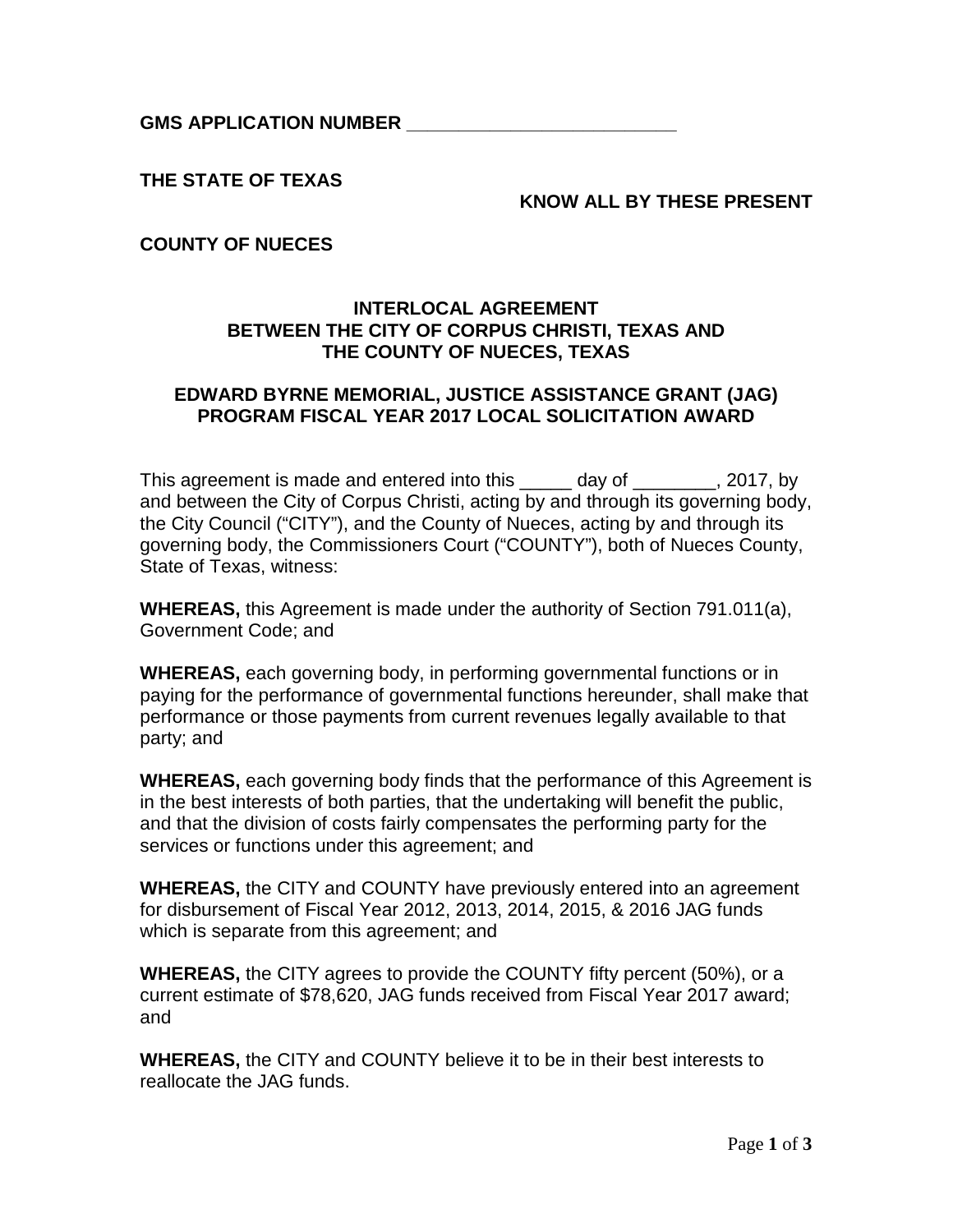**GMS APPLICATION NUMBER ___________________________**

**THE STATE OF TEXAS**

**KNOW ALL BY THESE PRESENT**

**COUNTY OF NUECES**

## INTERLOCAL AGREEMENT BETWEEN THE CITY OF CORPUS CHRISTI, TEXAS AND THE COUNTY OF NUECES, TEXAS

## EDWARD BYRNE MEMORIAL, JUSTICE ASSISTANCE GRANT (JAG) PROGRAM FISCAL YEAR 2017 LOCAL SOLICITATION AWARD

This agreement is made and entered into this _____ day of ________, 2017, by and between the City of Corpus Christi, acting by and through its governing body, the City Council ("CITY"), and the County of Nueces, acting by and through its governing body, the Commissioners Court ("COUNTY"), both of Nueces County, State of Texas, witness:

**WHEREAS,** this Agreement is made under the authority of Section 791.011(a), Government Code; and

**WHEREAS,** each governing body, in performing governmental functions or in paying for the performance of governmental functions hereunder, shall make that performance or those payments from current revenues legally available to that party; and

**WHEREAS,** each governing body finds that the performance of this Agreement is in the best interests of both parties, that the undertaking will benefit the public, and that the division of costs fairly compensates the performing party for the services or functions under this agreement; and

**WHEREAS,** the CITY and COUNTY have previously entered into an agreement for disbursement of Fiscal Year 2012, 2013, 2014, 2015, & 2016 JAG funds which is separate from this agreement; and

**WHEREAS,** the CITY agrees to provide the COUNTY fifty percent (50%), or a current estimate of $78,620, JAG funds received from Fiscal Year 2017 award; and

**WHEREAS,** the CITY and COUNTY believe it to be in their best interests to reallocate the JAG funds.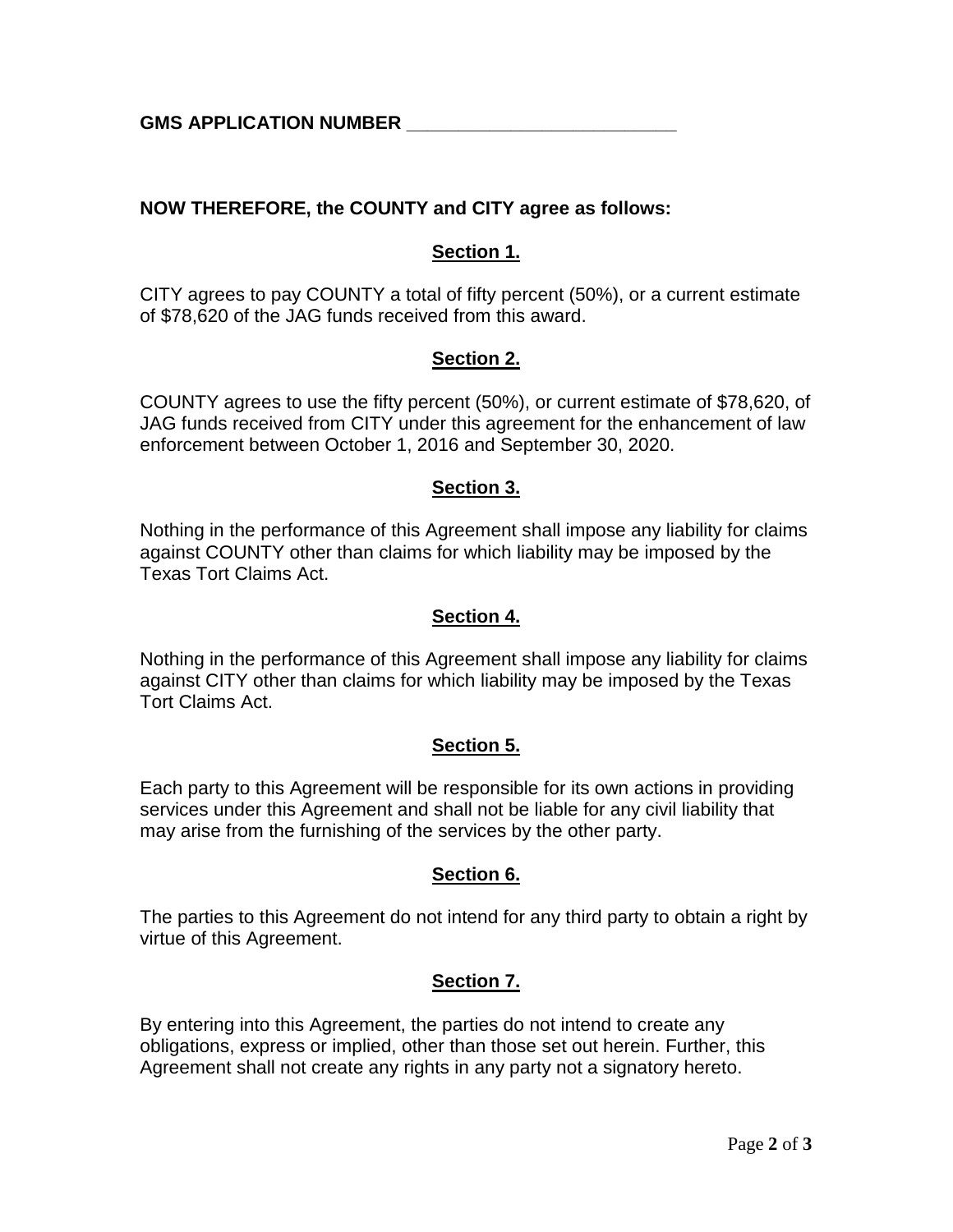**GMS APPLICATION NUMBER \_\_\_\_\_\_\_\_\_\_\_\_\_\_\_\_\_\_\_\_\_\_\_\_\_\_\_**

**NOW THEREFORE, the COUNTY and CITY agree as follows:**

## Section 1.

CITY agrees to pay COUNTY a total of fifty percent (50%), or a current estimate of $78,620 of the JAG funds received from this award.

## Section 2.

COUNTY agrees to use the fifty percent (50%), or current estimate of $78,620, of JAG funds received from CITY under this agreement for the enhancement of law enforcement between October 1, 2016 and September 30, 2020.

## Section 3.

Nothing in the performance of this Agreement shall impose any liability for claims against COUNTY other than claims for which liability may be imposed by the Texas Tort Claims Act.

## Section 4.

Nothing in the performance of this Agreement shall impose any liability for claims against CITY other than claims for which liability may be imposed by the Texas Tort Claims Act.

## Section 5.

Each party to this Agreement will be responsible for its own actions in providing services under this Agreement and shall not be liable for any civil liability that may arise from the furnishing of the services by the other party.

## Section 6.

The parties to this Agreement do not intend for any third party to obtain a right by virtue of this Agreement.

## Section 7.

By entering into this Agreement, the parties do not intend to create any obligations, express or implied, other than those set out herein. Further, this Agreement shall not create any rights in any party not a signatory hereto.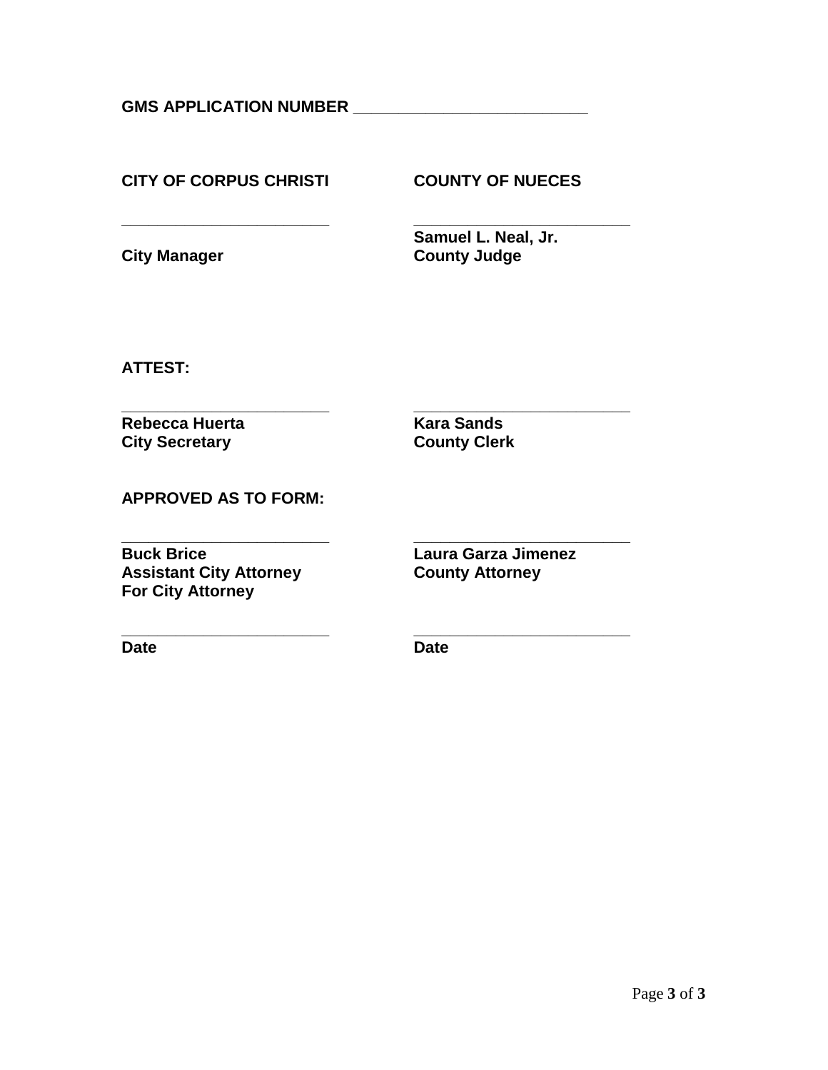**GMS APPLICATION NUMBER ___________________________**

**CITY OF CORPUS CHRISTI**

________________________

**City Manager**

**COUNTY OF NUECES**

________________________

**Samuel L. Neal, Jr.**
**County Judge**

**ATTEST:**

________________________

**Rebecca Huerta**
**City Secretary**

________________________

**Kara Sands**
**County Clerk**

**APPROVED AS TO FORM:**

________________________

**Buck Brice**
**Assistant City Attorney**
**For City Attorney**

________________________

**Date**

________________________

**Laura Garza Jimenez**
**County Attorney**

________________________

**Date**